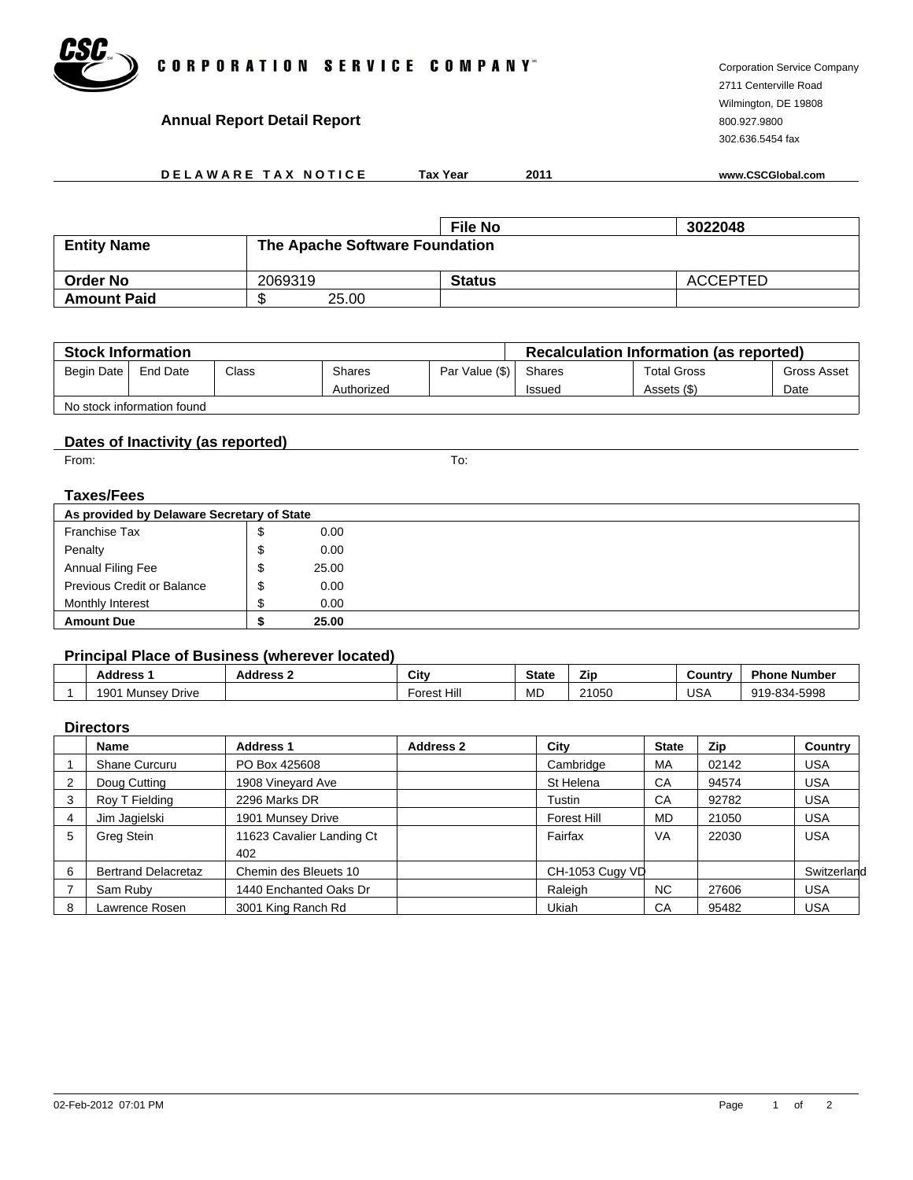**CORPORATION SERVICE COMPANY**

Corporation Service Company
2711 Centerville Road
Wilmington, DE 19808
800.927.9800
302.636.5454 fax

## Annual Report Detail Report

**DELAWARE TAX NOTICE** **Tax Year** **2011** **www.CSCGlobal.com**

| | | | |
|---|---|---|---|
| | | **File No** | **3022048** |
| **Entity Name** | **The Apache Software Foundation** | | |
| **Order No** | 2069319 | **Status** | ACCEPTED |
| **Amount Paid** | $ 25.00 | | |

| **Stock Information** | | | | | **Recalculation Information (as reported)** | | |
|---|---|---|---|---|---|---|---|
| Begin Date | End Date | Class | Shares Authorized | Par Value ($) | Shares Issued | Total Gross Assets ($) | Gross Asset Date |
| No stock information found | | | | | | | |

### Dates of Inactivity (as reported)

From: To:

### Taxes/Fees

| **As provided by Delaware Secretary of State** | |
|---|---|
| Franchise Tax | $ 0.00 |
| Penalty | $ 0.00 |
| Annual Filing Fee | $ 25.00 |
| Previous Credit or Balance | $ 0.00 |
| Monthly Interest | $ 0.00 |
| **Amount Due** | **$ 25.00** |

### Principal Place of Business (wherever located)

| | Address 1 | Address 2 | City | State | Zip | Country | Phone Number |
|---|---|---|---|---|---|---|---|
| 1 | 1901 Munsey Drive | | Forest Hill | MD | 21050 | USA | 919-834-5998 |

### Directors

| | Name | Address 1 | Address 2 | City | State | Zip | Country |
|---|---|---|---|---|---|---|---|
| 1 | Shane Curcuru | PO Box 425608 | | Cambridge | MA | 02142 | USA |
| 2 | Doug Cutting | 1908 Vineyard Ave | | St Helena | CA | 94574 | USA |
| 3 | Roy T Fielding | 2296 Marks DR | | Tustin | CA | 92782 | USA |
| 4 | Jim Jagielski | 1901 Munsey Drive | | Forest Hill | MD | 21050 | USA |
| 5 | Greg Stein | 11623 Cavalier Landing Ct 402 | | Fairfax | VA | 22030 | USA |
| 6 | Bertrand Delacretaz | Chemin des Bleuets 10 | | CH-1053 Cugy VD | | | Switzerland |
| 7 | Sam Ruby | 1440 Enchanted Oaks Dr | | Raleigh | NC | 27606 | USA |
| 8 | Lawrence Rosen | 3001 King Ranch Rd | | Ukiah | CA | 95482 | USA |

02-Feb-2012 07:01 PM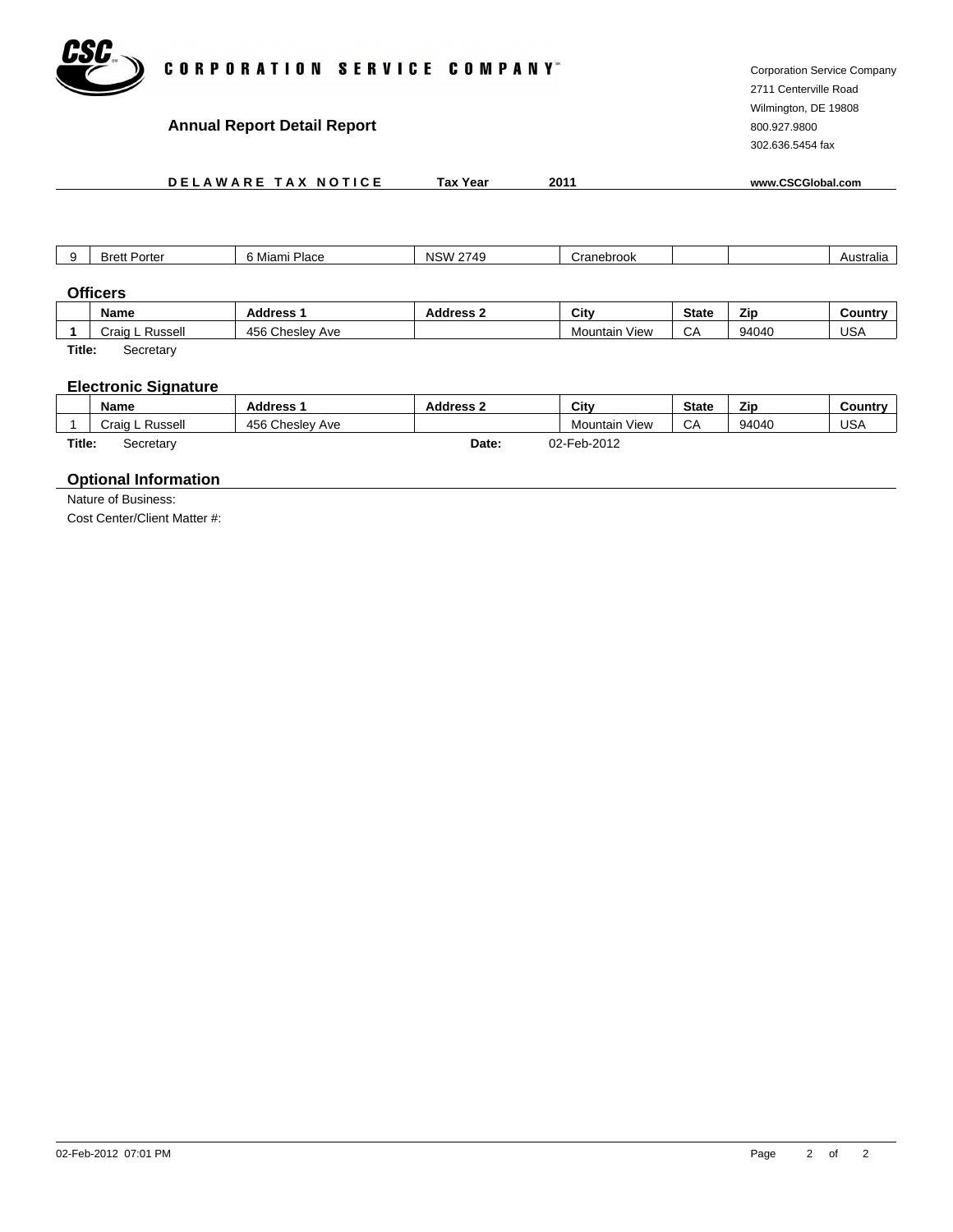**Annual Report Detail Report**

Corporation Service Company
2711 Centerville Road
Wilmington, DE 19808
800.927.9800
302.636.5454 fax

**DELAWARE TAX NOTICE** **Tax Year** **2011** **www.CSCGlobal.com**

| | | | | | | | |
|---|---|---|---|---|---|---|---|
| 9 | Brett Porter | 6 Miami Place | NSW 2749 | Cranebrook | | | Australia |

### Officers

| | Name | Address 1 | Address 2 | City | State | Zip | Country |
|---|---|---|---|---|---|---|---|
| **1** | Craig L Russell | 456 Chesley Ave | | Mountain View | CA | 94040 | USA |

**Title:** Secretary

### Electronic Signature

| | Name | Address 1 | Address 2 | City | State | Zip | Country |
|---|---|---|---|---|---|---|---|
| 1 | Craig L Russell | 456 Chesley Ave | | Mountain View | CA | 94040 | USA |

**Title:** Secretary **Date:** 02-Feb-2012

### Optional Information

Nature of Business:

Cost Center/Client Matter #:

02-Feb-2012 07:01 PM